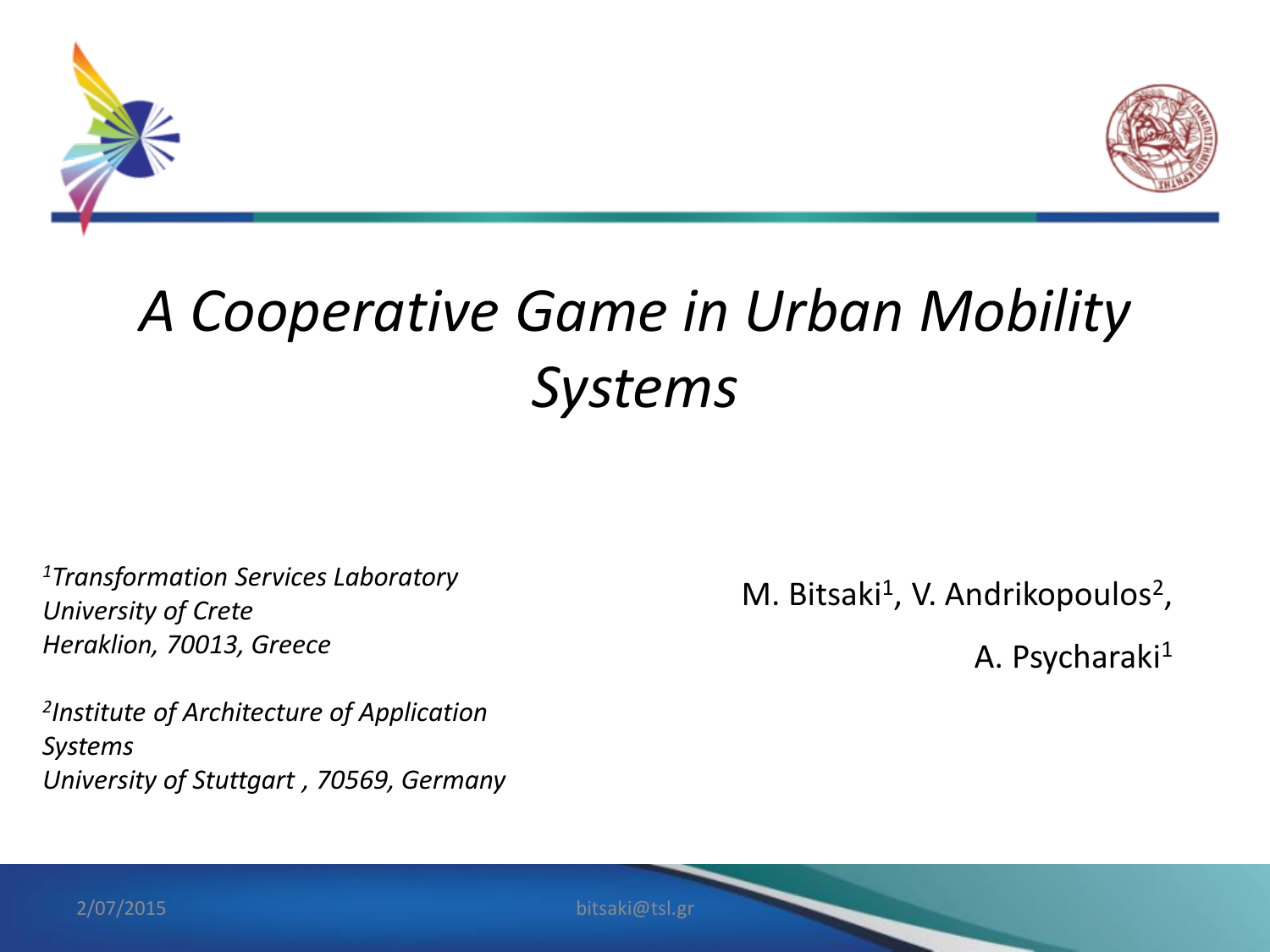# A Cooperative Game in Urban Mobility Systems

*[1]Transformation Services Laboratory*
*University of Crete*
*Heraklion, 70013, Greece*

*[2]Institute of Architecture of Application Systems*
*University of Stuttgart , 70569, Germany*

M. Bitsaki[1], V. Andrikopoulos[2],

A. Psycharaki[1]

2/07/2015

bitsaki@tsl.gr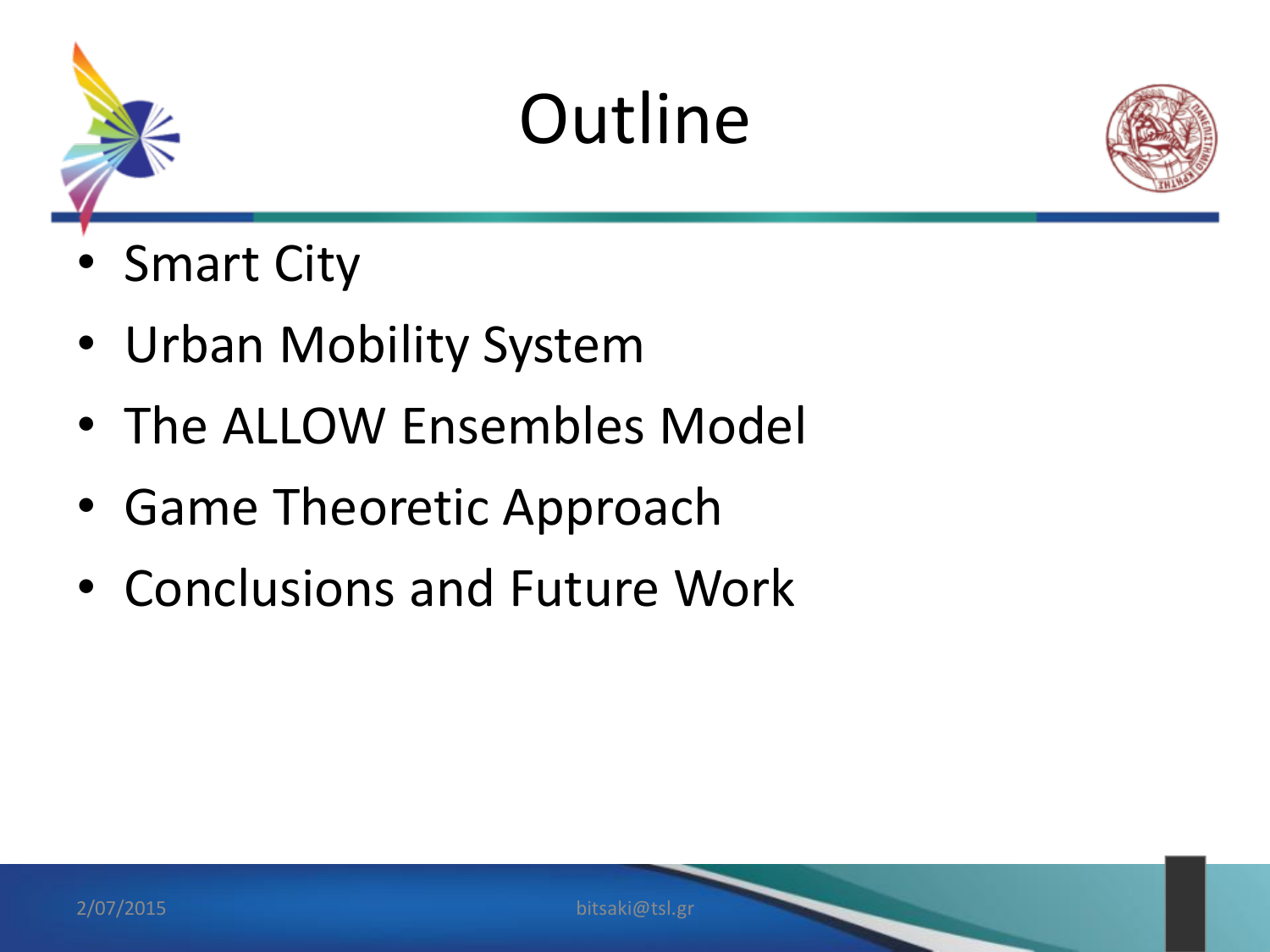# Outline

- Smart City
- Urban Mobility System
- The ALLOW Ensembles Model
- Game Theoretic Approach
- Conclusions and Future Work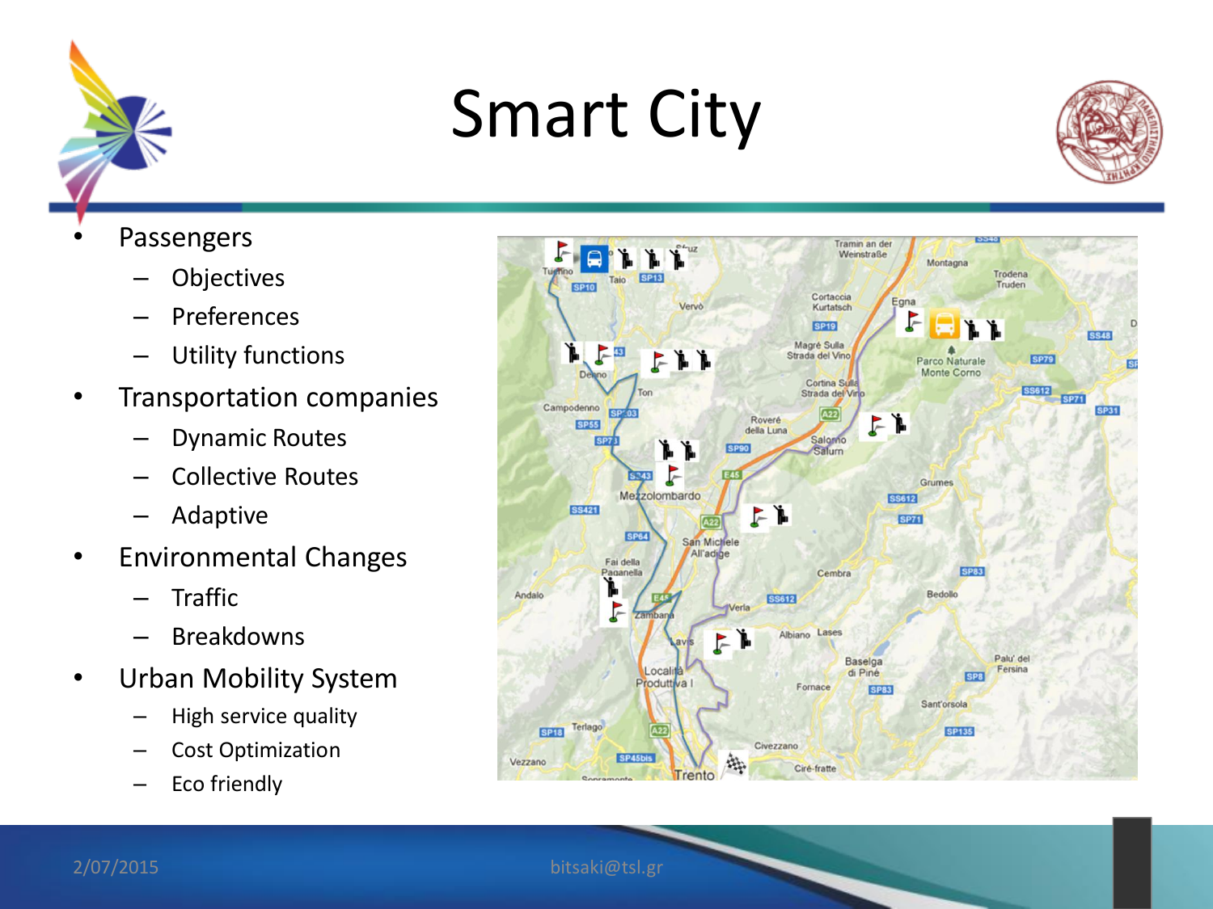# Smart City

- Passengers
  - Objectives
  - Preferences
  - Utility functions
- Transportation companies
  - Dynamic Routes
  - Collective Routes
  - Adaptive
- Environmental Changes
  - Traffic
  - Breakdowns
- Urban Mobility System
  - High service quality
  - Cost Optimization
  - Eco friendly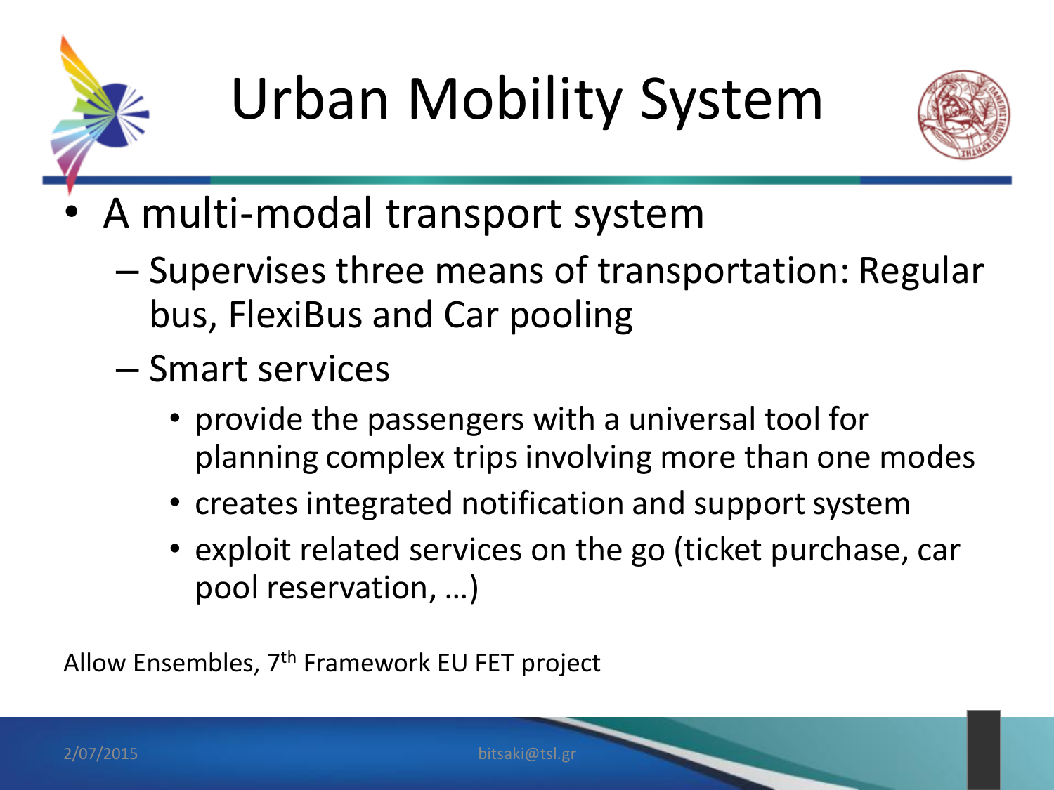# Urban Mobility System

- A multi-modal transport system
  - Supervises three means of transportation: Regular bus, FlexiBus and Car pooling
  - Smart services
    - provide the passengers with a universal tool for planning complex trips involving more than one modes
    - creates integrated notification and support system
    - exploit related services on the go (ticket purchase, car pool reservation, …)

Allow Ensembles, 7th Framework EU FET project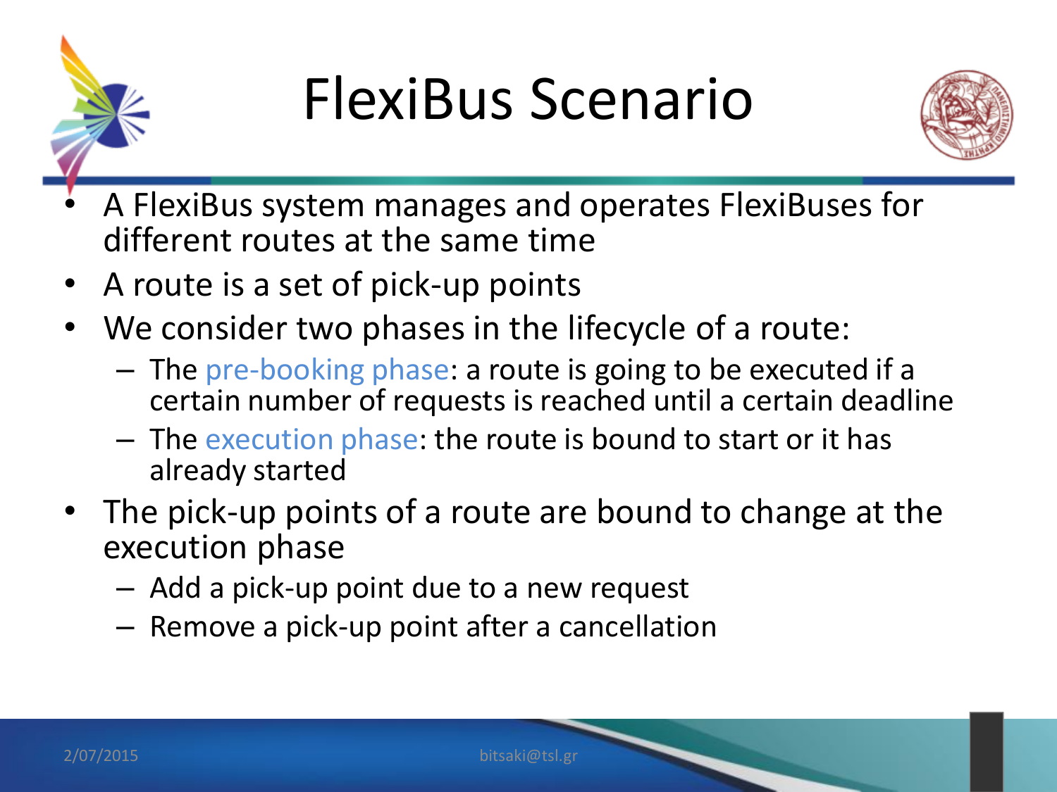# FlexiBus Scenario

- A FlexiBus system manages and operates FlexiBuses for different routes at the same time
- A route is a set of pick-up points
- We consider two phases in the lifecycle of a route:
  - The pre-booking phase: a route is going to be executed if a certain number of requests is reached until a certain deadline
  - The execution phase: the route is bound to start or it has already started
- The pick-up points of a route are bound to change at the execution phase
  - Add a pick-up point due to a new request
  - Remove a pick-up point after a cancellation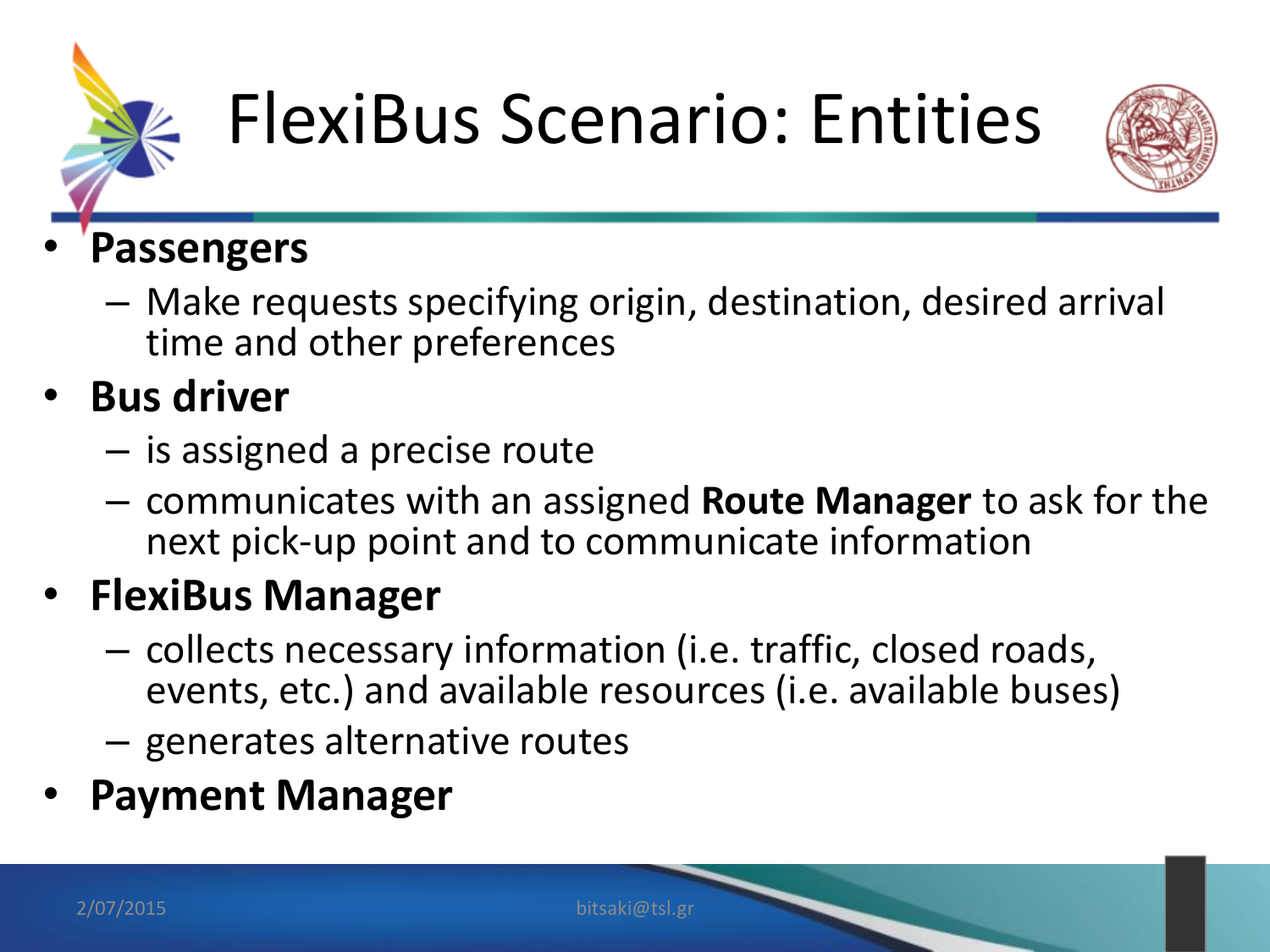# FlexiBus Scenario: Entities

- **Passengers**
  - Make requests specifying origin, destination, desired arrival time and other preferences
- **Bus driver**
  - is assigned a precise route
  - communicates with an assigned **Route Manager** to ask for the next pick-up point and to communicate information
- **FlexiBus Manager**
  - collects necessary information (i.e. traffic, closed roads, events, etc.) and available resources (i.e. available buses)
  - generates alternative routes
- **Payment Manager**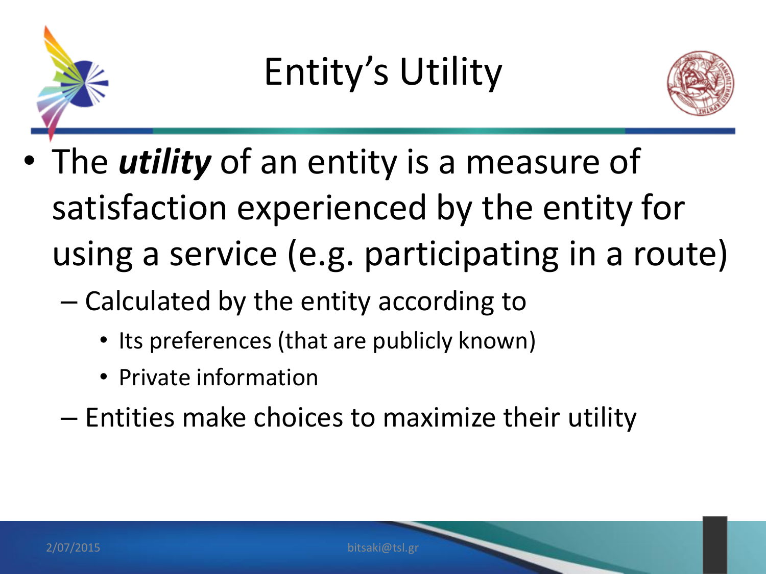# Entity's Utility

- The ***utility*** of an entity is a measure of satisfaction experienced by the entity for using a service (e.g. participating in a route)
  - Calculated by the entity according to
    - Its preferences (that are publicly known)
    - Private information
  - Entities make choices to maximize their utility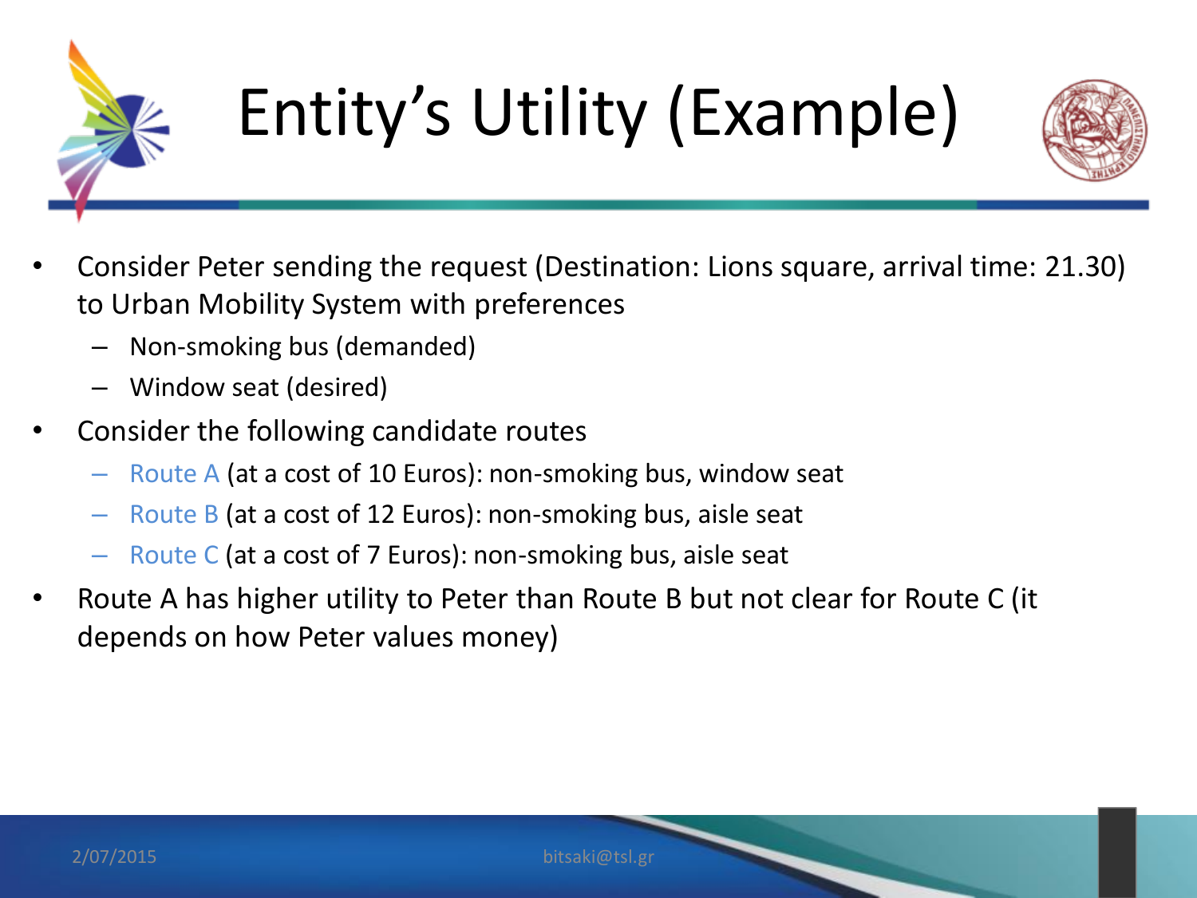# Entity's Utility (Example)

- Consider Peter sending the request (Destination: Lions square, arrival time: 21.30) to Urban Mobility System with preferences
  - Non-smoking bus (demanded)
  - Window seat (desired)
- Consider the following candidate routes
  - Route A (at a cost of 10 Euros): non-smoking bus, window seat
  - Route B (at a cost of 12 Euros): non-smoking bus, aisle seat
  - Route C (at a cost of 7 Euros): non-smoking bus, aisle seat
- Route A has higher utility to Peter than Route B but not clear for Route C (it depends on how Peter values money)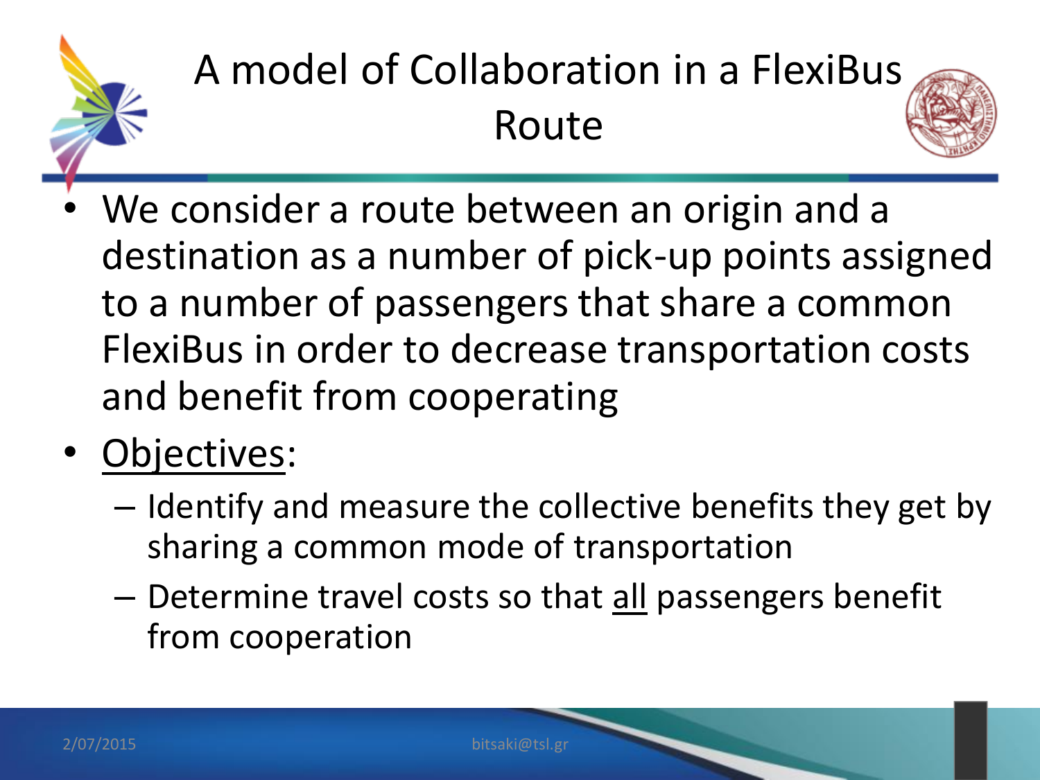# A model of Collaboration in a FlexiBus Route

- We consider a route between an origin and a destination as a number of pick-up points assigned to a number of passengers that share a common FlexiBus in order to decrease transportation costs and benefit from cooperating
- Objectives:
  - Identify and measure the collective benefits they get by sharing a common mode of transportation
  - Determine travel costs so that all passengers benefit from cooperation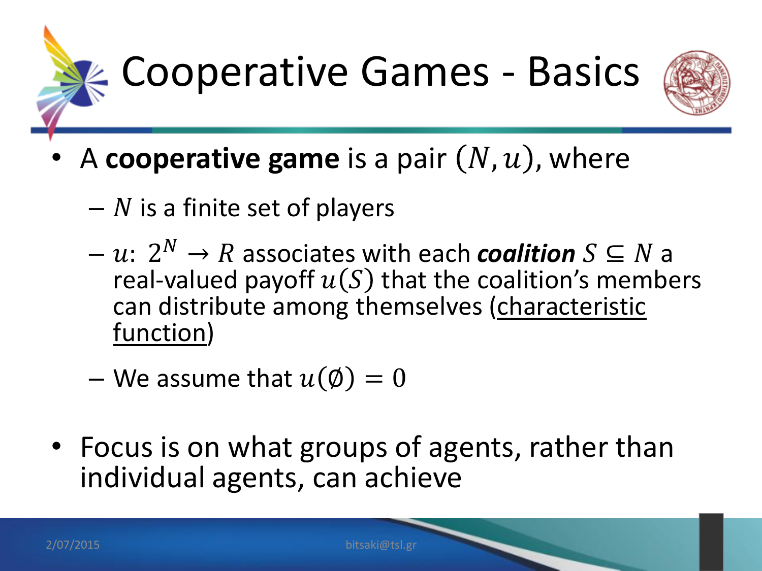# Cooperative Games - Basics

- A **cooperative game** is a pair $(N, u)$, where
  - $N$ is a finite set of players
  - $u\colon\ 2^N \rightarrow R$ associates with each ***coalition*** $S \subseteq N$ a real-valued payoff $u(S)$ that the coalition's members can distribute among themselves (characteristic function)
  - We assume that $u(\emptyset) = 0$

- Focus is on what groups of agents, rather than individual agents, can achieve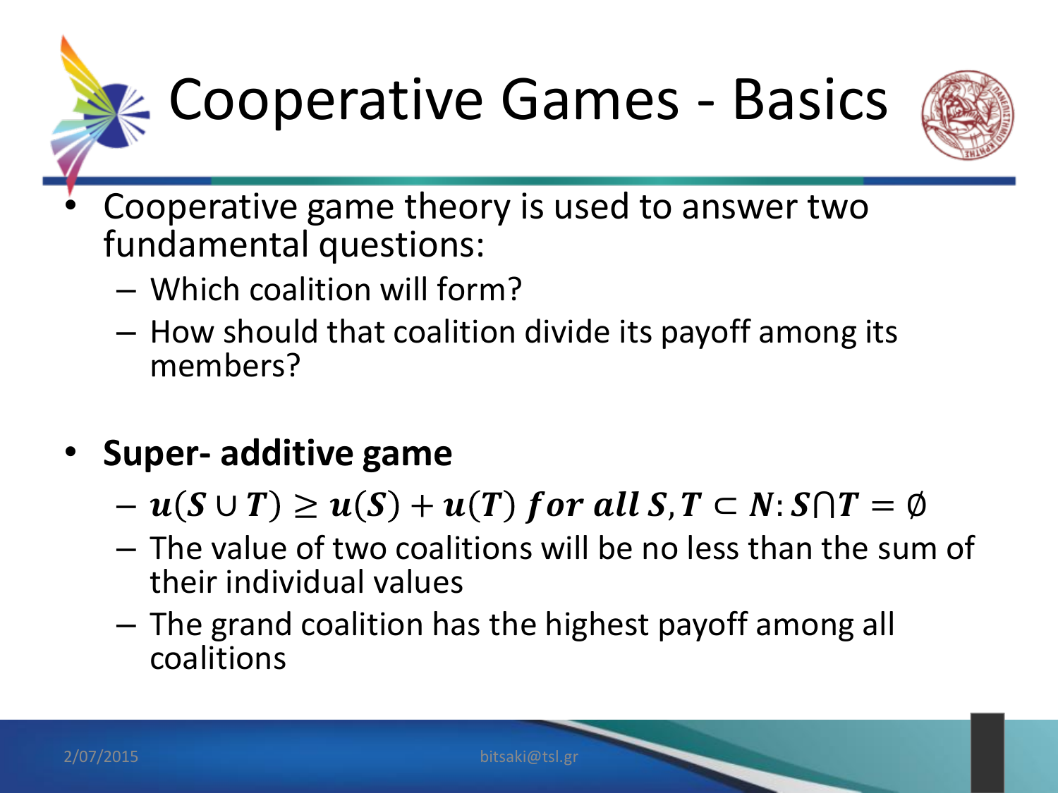# Cooperative Games - Basics

- Cooperative game theory is used to answer two fundamental questions:
  - Which coalition will form?
  - How should that coalition divide its payoff among its members?

- **Super- additive game**
  - $u(S \cup T) \geq u(S) + u(T) \text{ for all } S, T \subset N : S \cap T = \emptyset$
  - The value of two coalitions will be no less than the sum of their individual values
  - The grand coalition has the highest payoff among all coalitions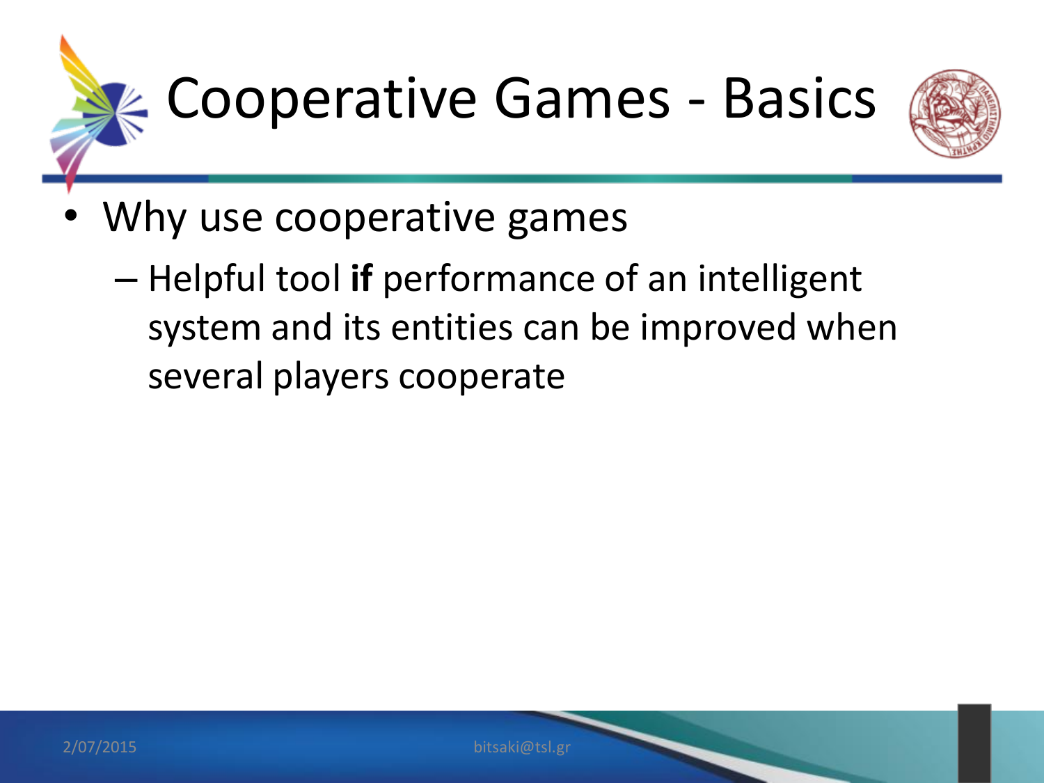# Cooperative Games - Basics

- Why use cooperative games
  - Helpful tool **if** performance of an intelligent system and its entities can be improved when several players cooperate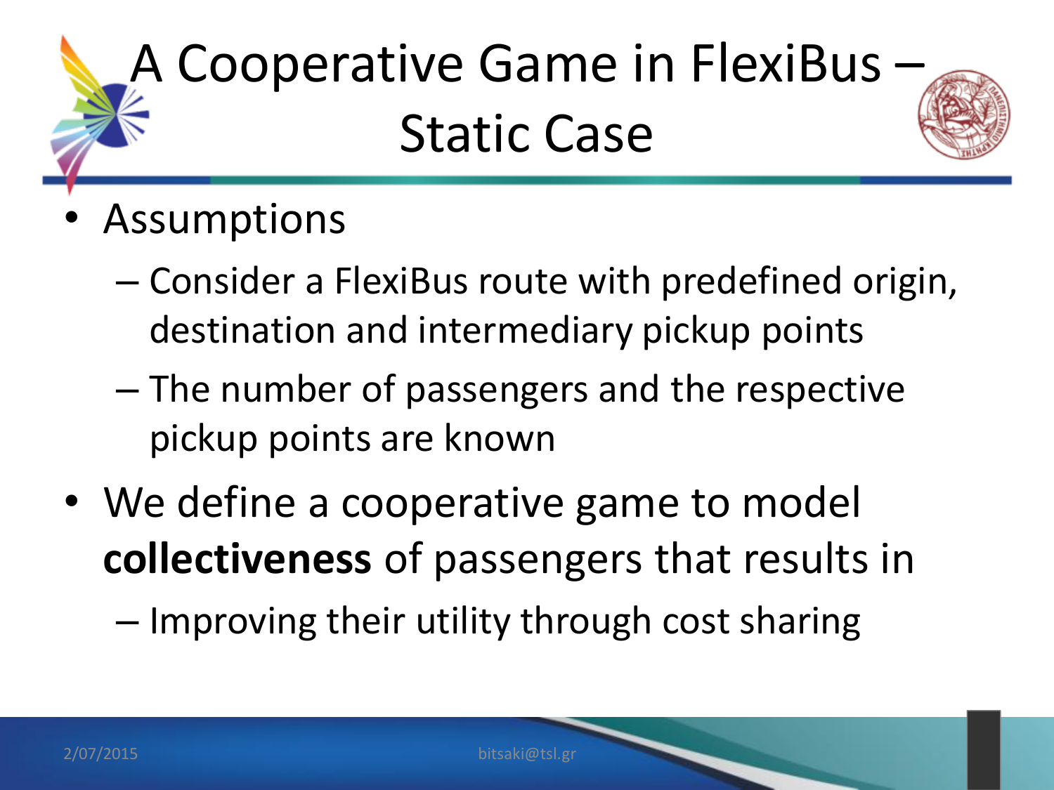# A Cooperative Game in FlexiBus – Static Case

- Assumptions
  - Consider a FlexiBus route with predefined origin, destination and intermediary pickup points
  - The number of passengers and the respective pickup points are known
- We define a cooperative game to model **collectiveness** of passengers that results in
  - Improving their utility through cost sharing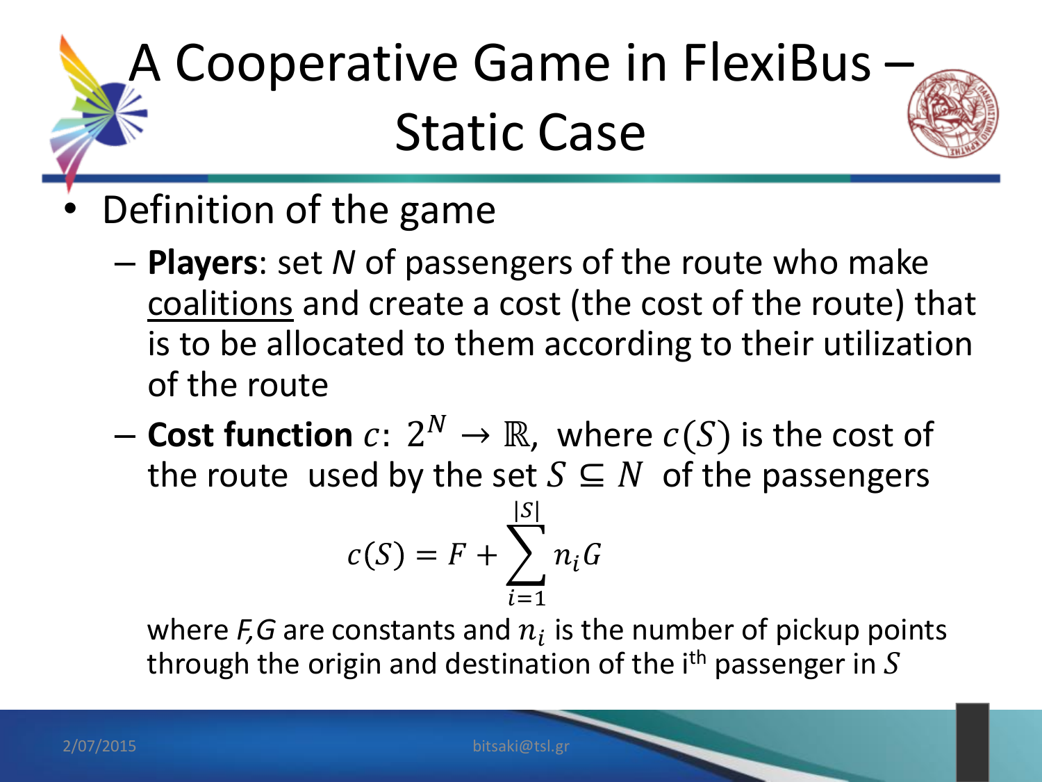# A Cooperative Game in FlexiBus – Static Case

- Definition of the game
  - **Players**: set *N* of passengers of the route who make coalitions and create a cost (the cost of the route) that is to be allocated to them according to their utilization of the route
  - **Cost function** $c\colon\ 2^N \rightarrow \mathbb{R}$, where $c(S)$ is the cost of the route used by the set $S \subseteq N$ of the passengers

$$c(S) = F + \sum_{i=1}^{|S|} n_i G$$

where *F*,*G* are constants and $n_i$ is the number of pickup points through the origin and destination of the i$^{th}$ passenger in $S$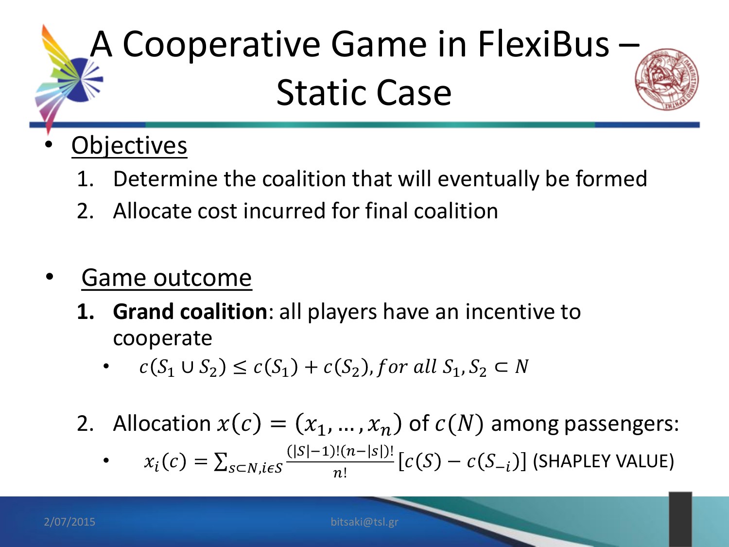# A Cooperative Game in FlexiBus – Static Case

- Objectives
  1. Determine the coalition that will eventually be formed
  2. Allocate cost incurred for final coalition

- Game outcome
  1. **Grand coalition**: all players have an incentive to cooperate
     - $c(S_1 \cup S_2) \leq c(S_1) + c(S_2), for\ all\ S_1, S_2 \subset N$
  2. Allocation $x(c) = (x_1, \ldots, x_n)$ of $c(N)$ among passengers:
     - $x_i(c) = \sum_{S \subset N, i \epsilon S} \frac{(|S|-1)!(n-|s|)!}{n!}[c(S) - c(S_{-i})]$ (SHAPLEY VALUE)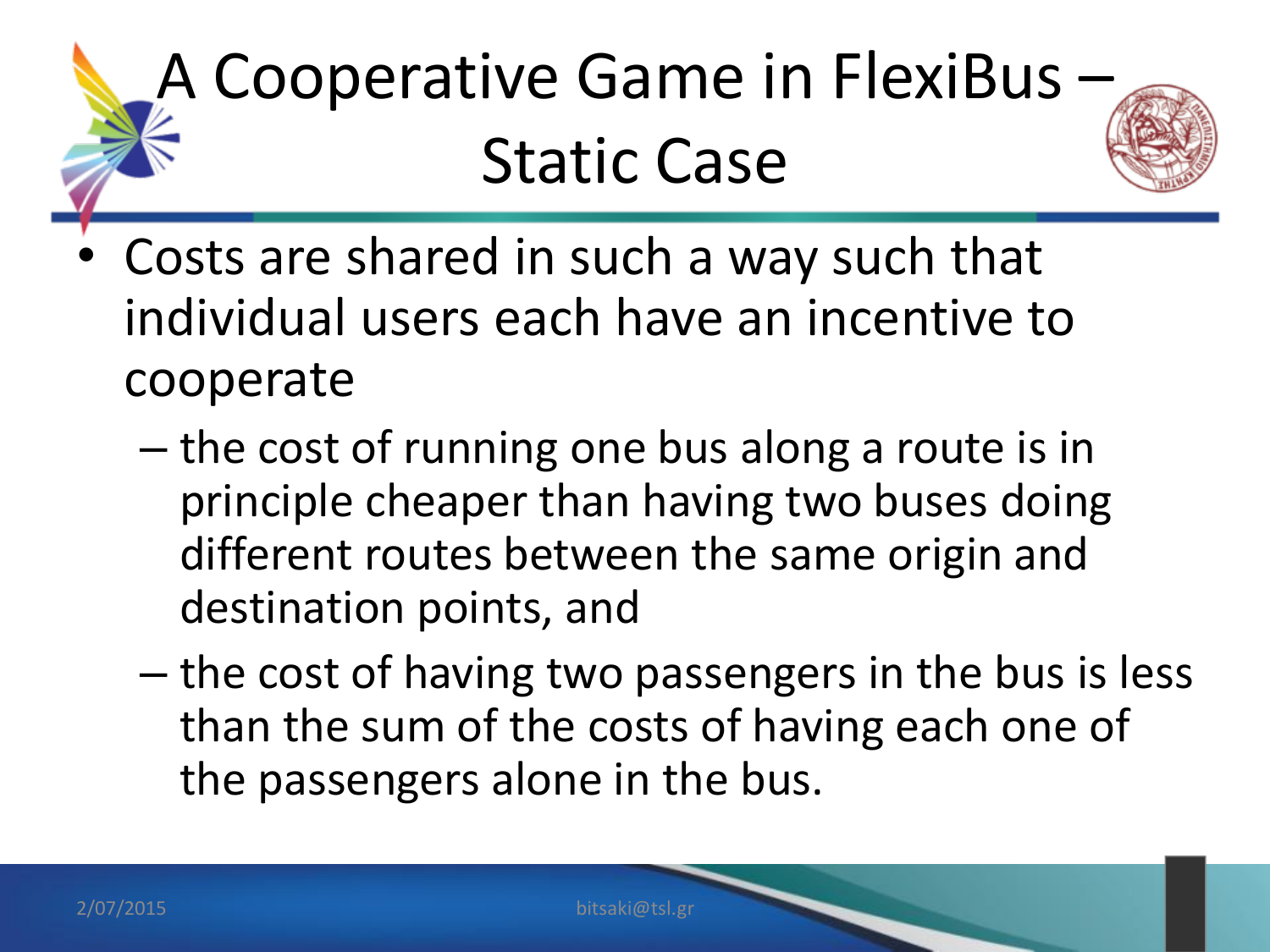# A Cooperative Game in FlexiBus – Static Case

- Costs are shared in such a way such that individual users each have an incentive to cooperate
  - the cost of running one bus along a route is in principle cheaper than having two buses doing different routes between the same origin and destination points, and
  - the cost of having two passengers in the bus is less than the sum of the costs of having each one of the passengers alone in the bus.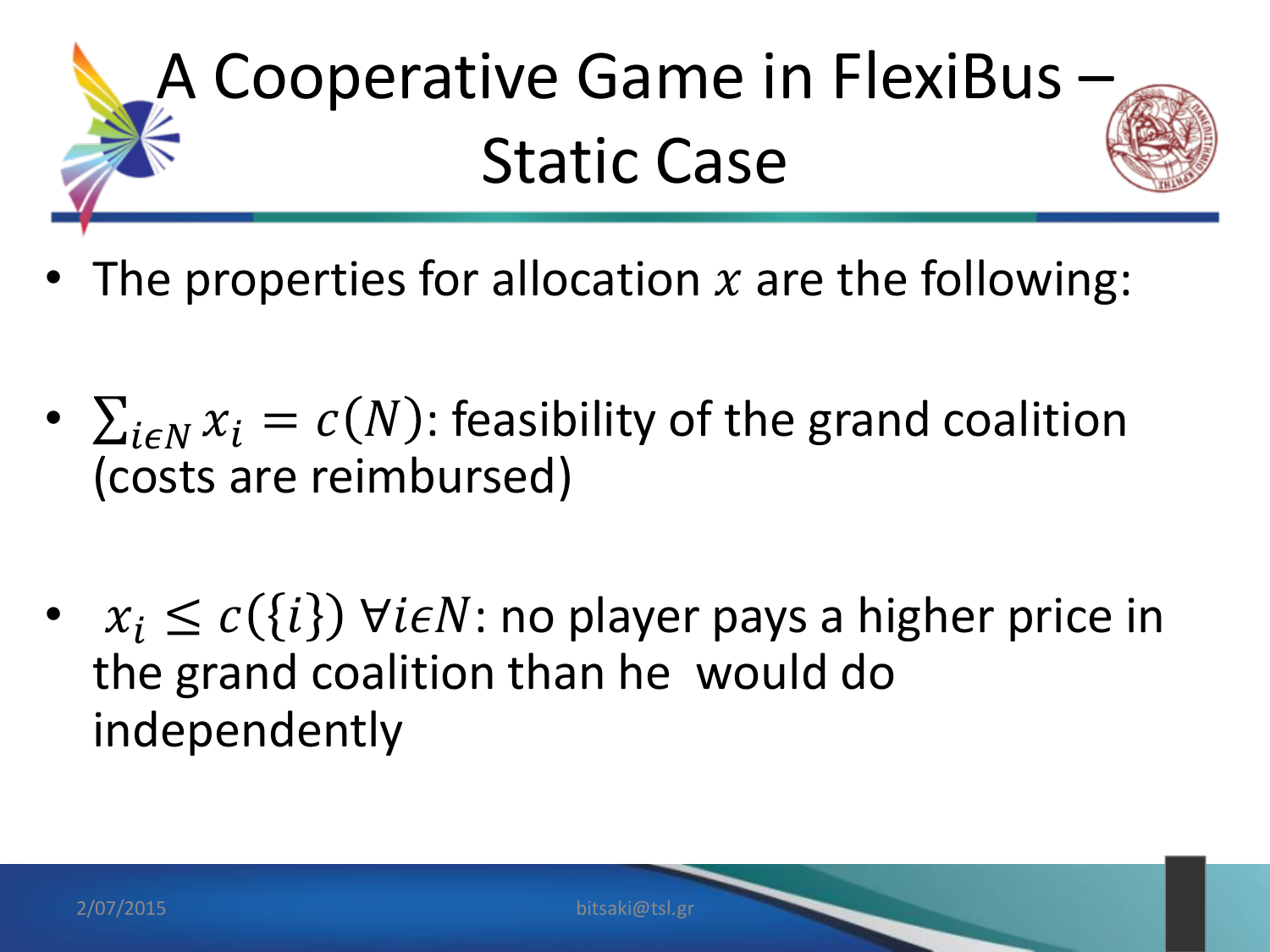# A Cooperative Game in FlexiBus – Static Case

- The properties for allocation $x$ are the following:

- $\sum_{i \epsilon N} x_i = c(N)$: feasibility of the grand coalition (costs are reimbursed)

- $x_i \leq c(\{i\}) \; \forall i \epsilon N$: no player pays a higher price in the grand coalition than he would do independently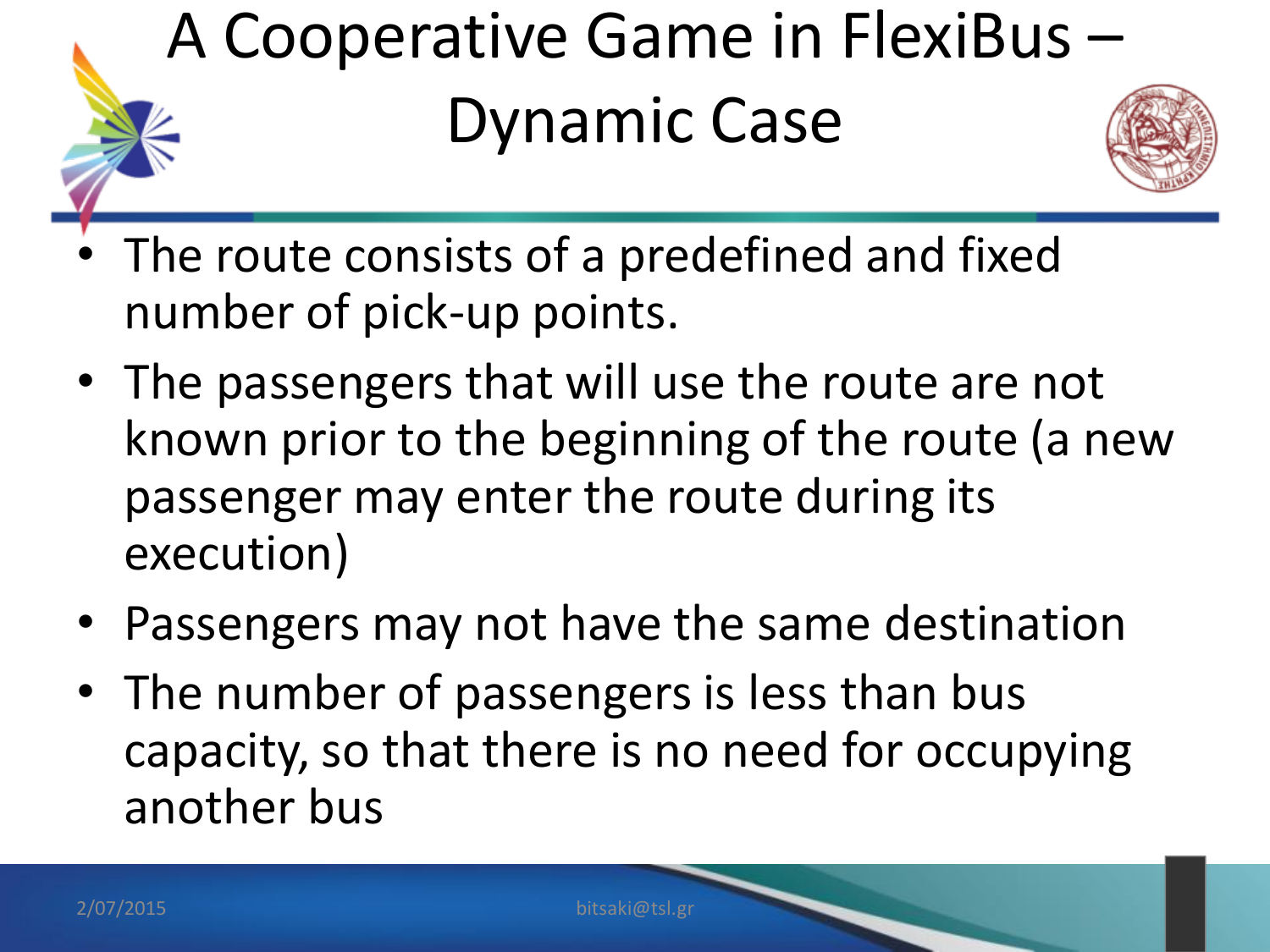# A Cooperative Game in FlexiBus – Dynamic Case

- The route consists of a predefined and fixed number of pick-up points.
- The passengers that will use the route are not known prior to the beginning of the route (a new passenger may enter the route during its execution)
- Passengers may not have the same destination
- The number of passengers is less than bus capacity, so that there is no need for occupying another bus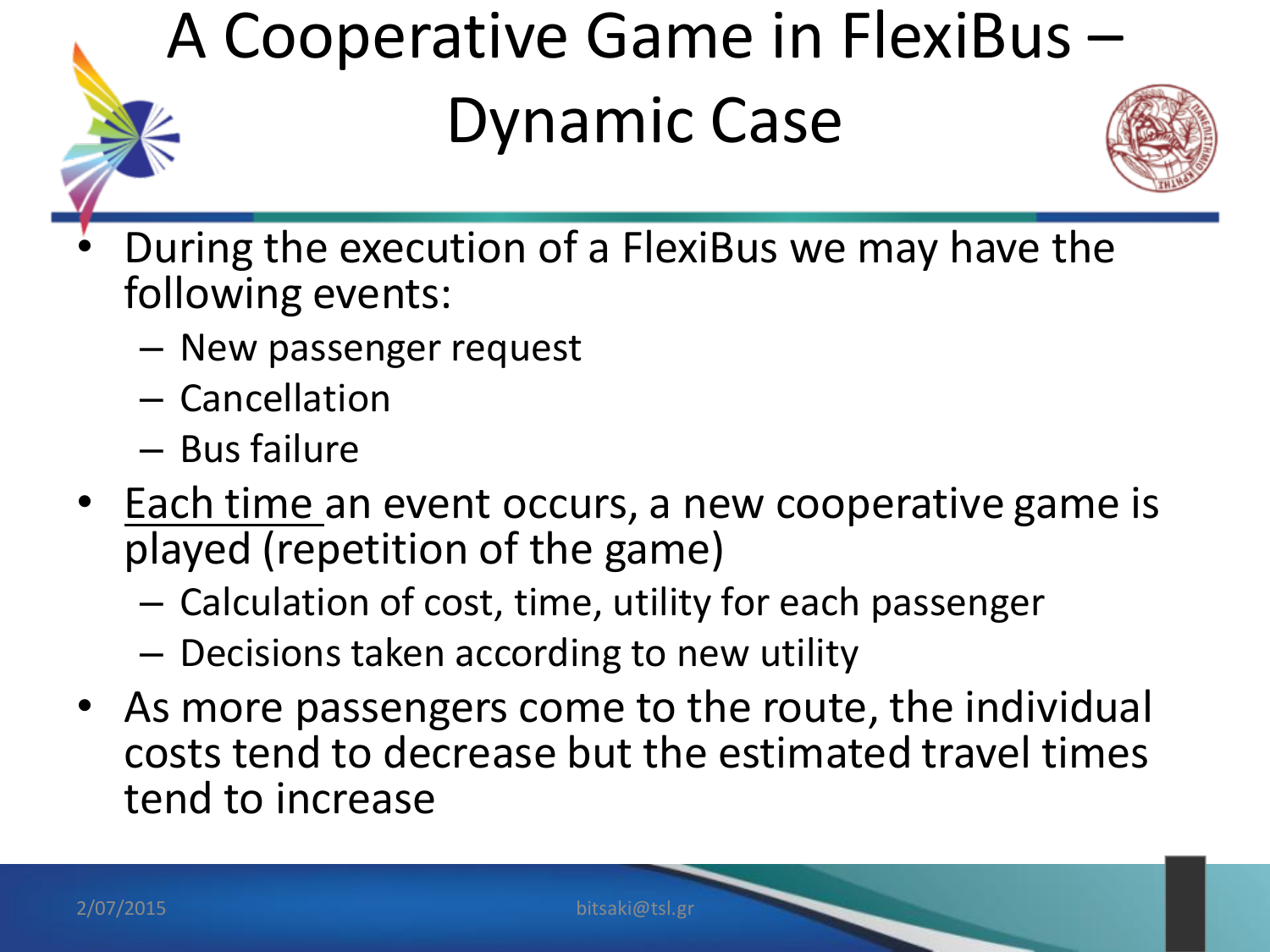# A Cooperative Game in FlexiBus – Dynamic Case

- During the execution of a FlexiBus we may have the following events:
  - New passenger request
  - Cancellation
  - Bus failure
- <u>Each time</u> an event occurs, a new cooperative game is played (repetition of the game)
  - Calculation of cost, time, utility for each passenger
  - Decisions taken according to new utility
- As more passengers come to the route, the individual costs tend to decrease but the estimated travel times tend to increase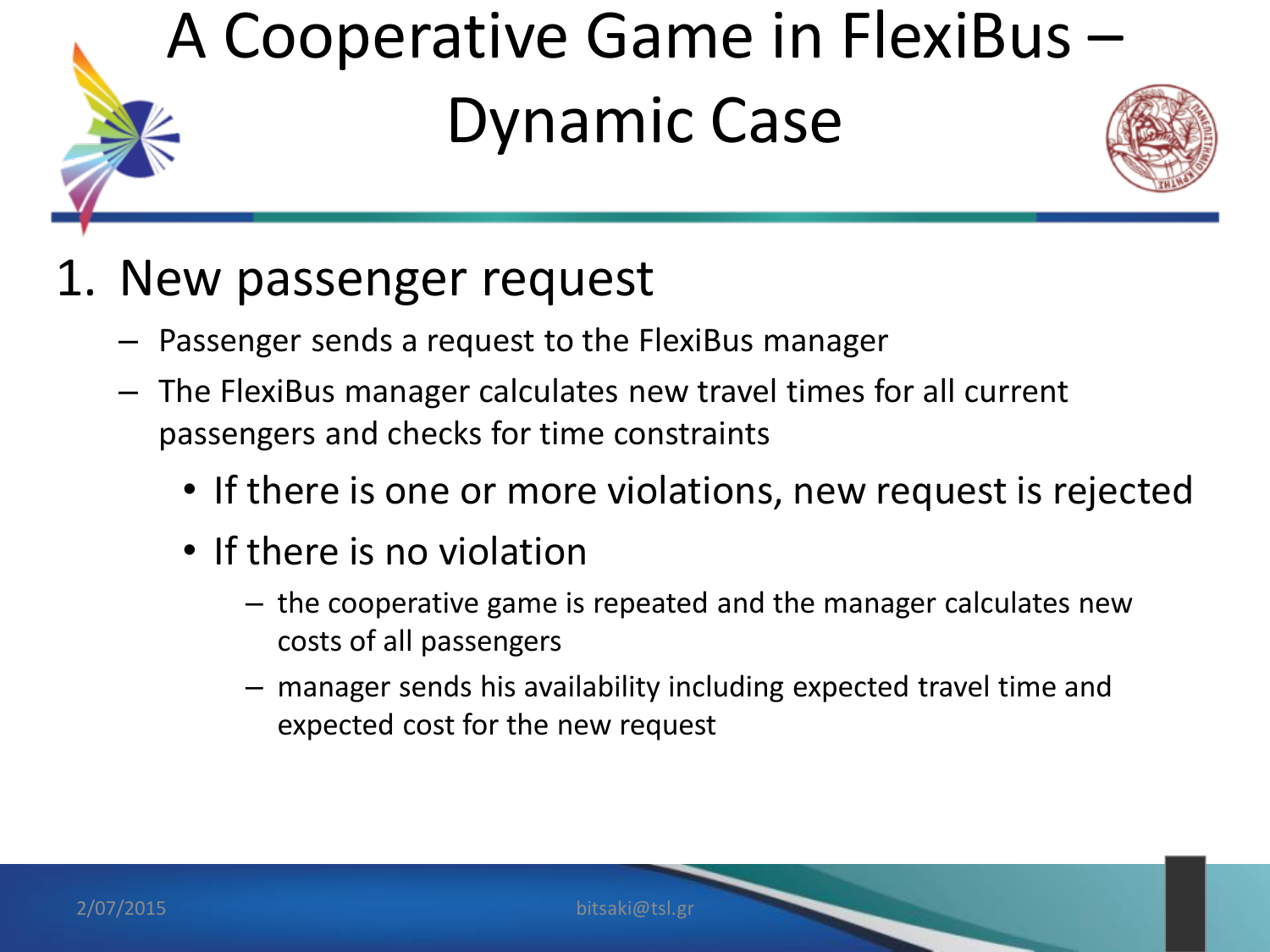# A Cooperative Game in FlexiBus – Dynamic Case

1. New passenger request
   - Passenger sends a request to the FlexiBus manager
   - The FlexiBus manager calculates new travel times for all current passengers and checks for time constraints
     - If there is one or more violations, new request is rejected
     - If there is no violation
       - the cooperative game is repeated and the manager calculates new costs of all passengers
       - manager sends his availability including expected travel time and expected cost for the new request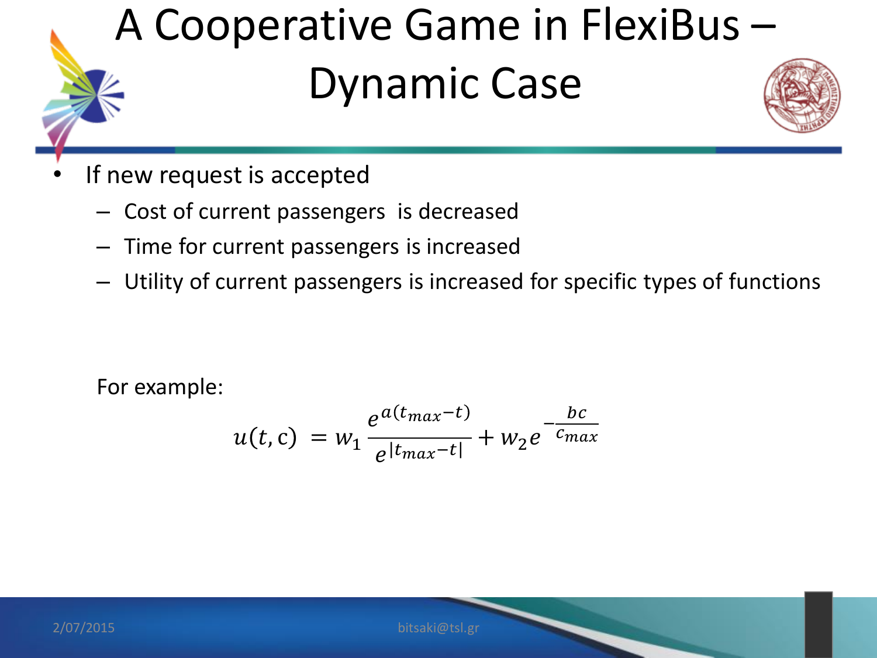# A Cooperative Game in FlexiBus – Dynamic Case

- If new request is accepted
  - Cost of current passengers is decreased
  - Time for current passengers is increased
  - Utility of current passengers is increased for specific types of functions

For example:

$$u(t, \mathrm{c}) = w_1 \frac{e^{a(t_{max}-t)}}{e^{|t_{max}-t|}} + w_2 e^{-\frac{bc}{c_{max}}}$$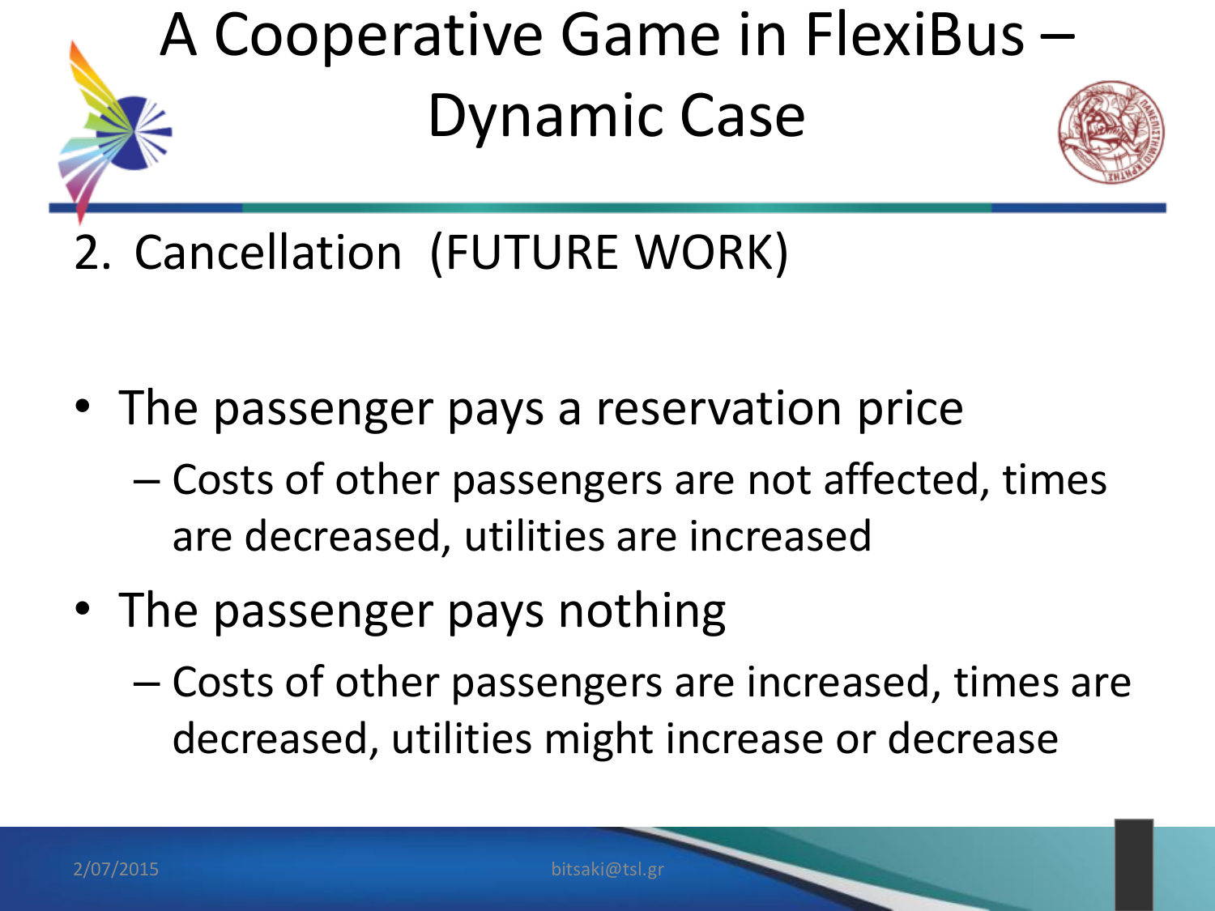# A Cooperative Game in FlexiBus – Dynamic Case

2. Cancellation (FUTURE WORK)

- The passenger pays a reservation price
  - Costs of other passengers are not affected, times are decreased, utilities are increased
- The passenger pays nothing
  - Costs of other passengers are increased, times are decreased, utilities might increase or decrease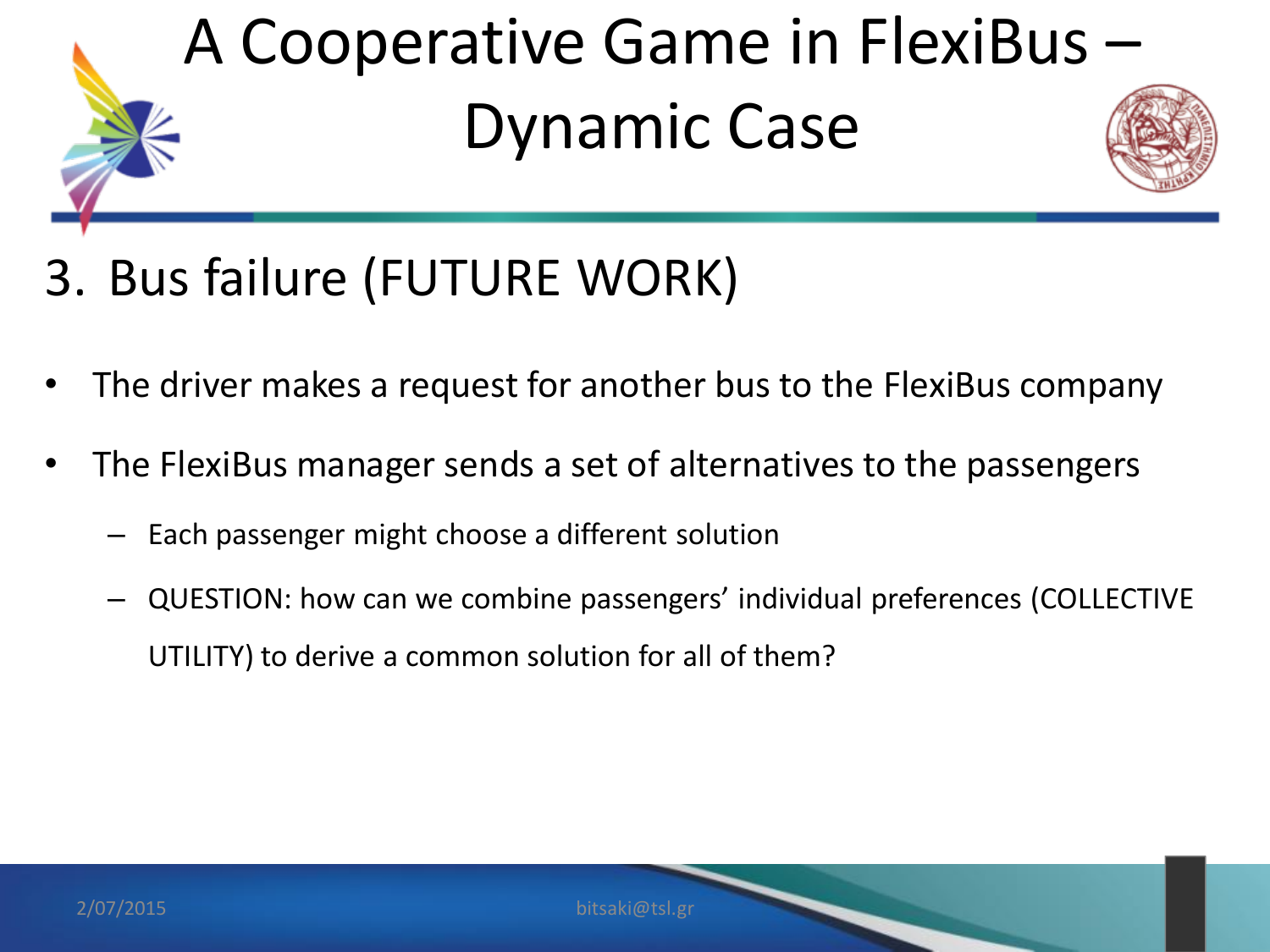# A Cooperative Game in FlexiBus – Dynamic Case

## 3. Bus failure (FUTURE WORK)

- The driver makes a request for another bus to the FlexiBus company
- The FlexiBus manager sends a set of alternatives to the passengers
  - Each passenger might choose a different solution
  - QUESTION: how can we combine passengers' individual preferences (COLLECTIVE UTILITY) to derive a common solution for all of them?